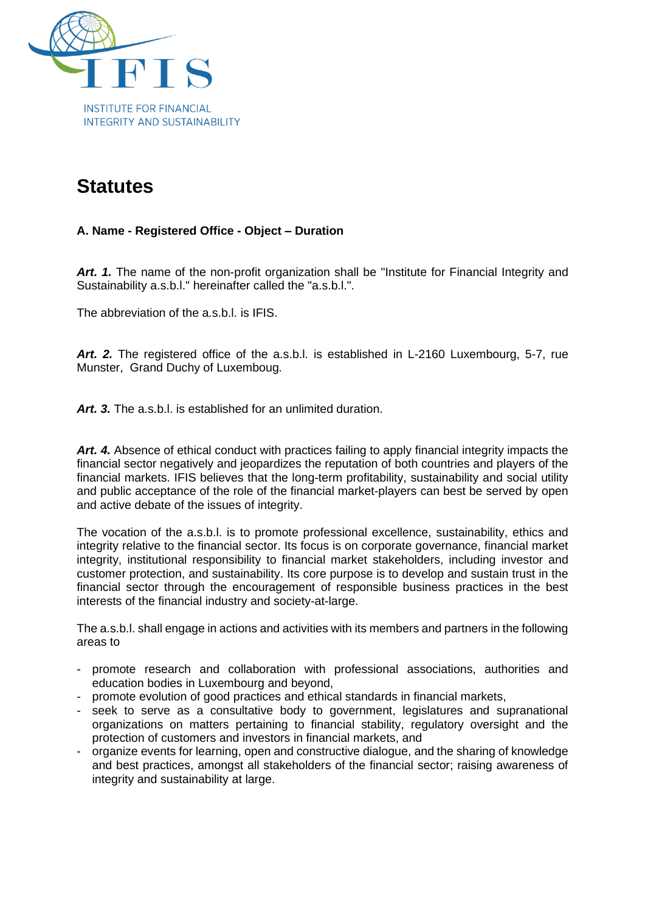IFIS

INSTITUTE FOR FINANCIAL INTEGRITY AND SUSTAINABILITY

# Statutes

### A. Name - Registered Office - Object – Duration

***Art. 1.*** The name of the non-profit organization shall be "Institute for Financial Integrity and Sustainability a.s.b.l." hereinafter called the "a.s.b.l.".

The abbreviation of the a.s.b.l. is IFIS.

***Art. 2.*** The registered office of the a.s.b.l. is established in L-2160 Luxembourg, 5-7, rue Munster, Grand Duchy of Luxemboug.

***Art. 3.*** The a.s.b.l. is established for an unlimited duration.

***Art. 4.*** Absence of ethical conduct with practices failing to apply financial integrity impacts the financial sector negatively and jeopardizes the reputation of both countries and players of the financial markets. IFIS believes that the long-term profitability, sustainability and social utility and public acceptance of the role of the financial market-players can best be served by open and active debate of the issues of integrity.

The vocation of the a.s.b.l. is to promote professional excellence, sustainability, ethics and integrity relative to the financial sector. Its focus is on corporate governance, financial market integrity, institutional responsibility to financial market stakeholders, including investor and customer protection, and sustainability. Its core purpose is to develop and sustain trust in the financial sector through the encouragement of responsible business practices in the best interests of the financial industry and society-at-large.

The a.s.b.l. shall engage in actions and activities with its members and partners in the following areas to

- promote research and collaboration with professional associations, authorities and education bodies in Luxembourg and beyond,
- promote evolution of good practices and ethical standards in financial markets,
- seek to serve as a consultative body to government, legislatures and supranational organizations on matters pertaining to financial stability, regulatory oversight and the protection of customers and investors in financial markets, and
- organize events for learning, open and constructive dialogue, and the sharing of knowledge and best practices, amongst all stakeholders of the financial sector; raising awareness of integrity and sustainability at large.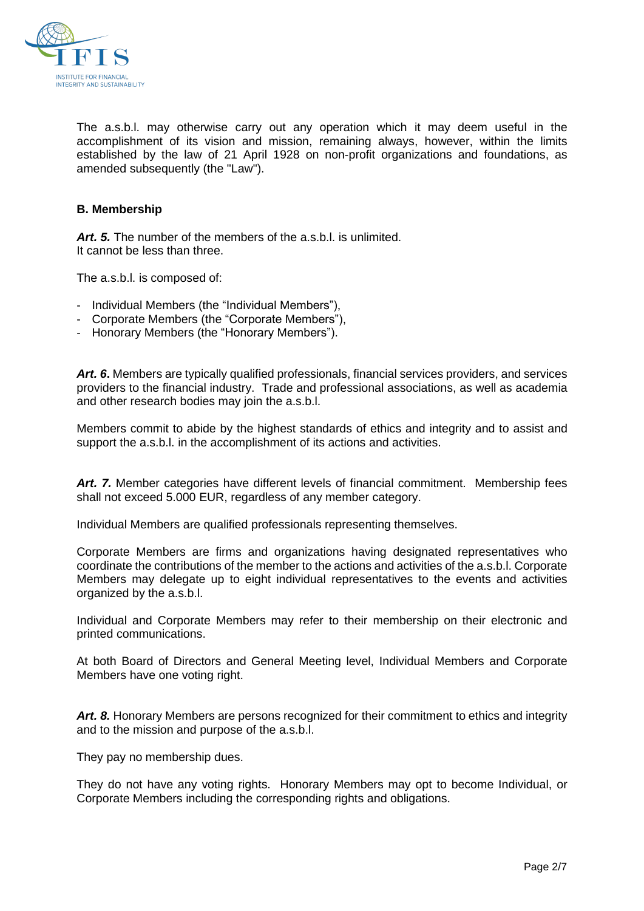The a.s.b.l. may otherwise carry out any operation which it may deem useful in the accomplishment of its vision and mission, remaining always, however, within the limits established by the law of 21 April 1928 on non-profit organizations and foundations, as amended subsequently (the "Law").

**B. Membership**

***Art. 5.*** The number of the members of the a.s.b.l. is unlimited.
It cannot be less than three.

The a.s.b.l. is composed of:

- Individual Members (the "Individual Members"),
- Corporate Members (the "Corporate Members"),
- Honorary Members (the "Honorary Members").

***Art. 6*.** Members are typically qualified professionals, financial services providers, and services providers to the financial industry. Trade and professional associations, as well as academia and other research bodies may join the a.s.b.l.

Members commit to abide by the highest standards of ethics and integrity and to assist and support the a.s.b.l. in the accomplishment of its actions and activities.

***Art. 7.*** Member categories have different levels of financial commitment. Membership fees shall not exceed 5.000 EUR, regardless of any member category.

Individual Members are qualified professionals representing themselves.

Corporate Members are firms and organizations having designated representatives who coordinate the contributions of the member to the actions and activities of the a.s.b.l. Corporate Members may delegate up to eight individual representatives to the events and activities organized by the a.s.b.l.

Individual and Corporate Members may refer to their membership on their electronic and printed communications.

At both Board of Directors and General Meeting level, Individual Members and Corporate Members have one voting right.

***Art. 8.*** Honorary Members are persons recognized for their commitment to ethics and integrity and to the mission and purpose of the a.s.b.l.

They pay no membership dues.

They do not have any voting rights. Honorary Members may opt to become Individual, or Corporate Members including the corresponding rights and obligations.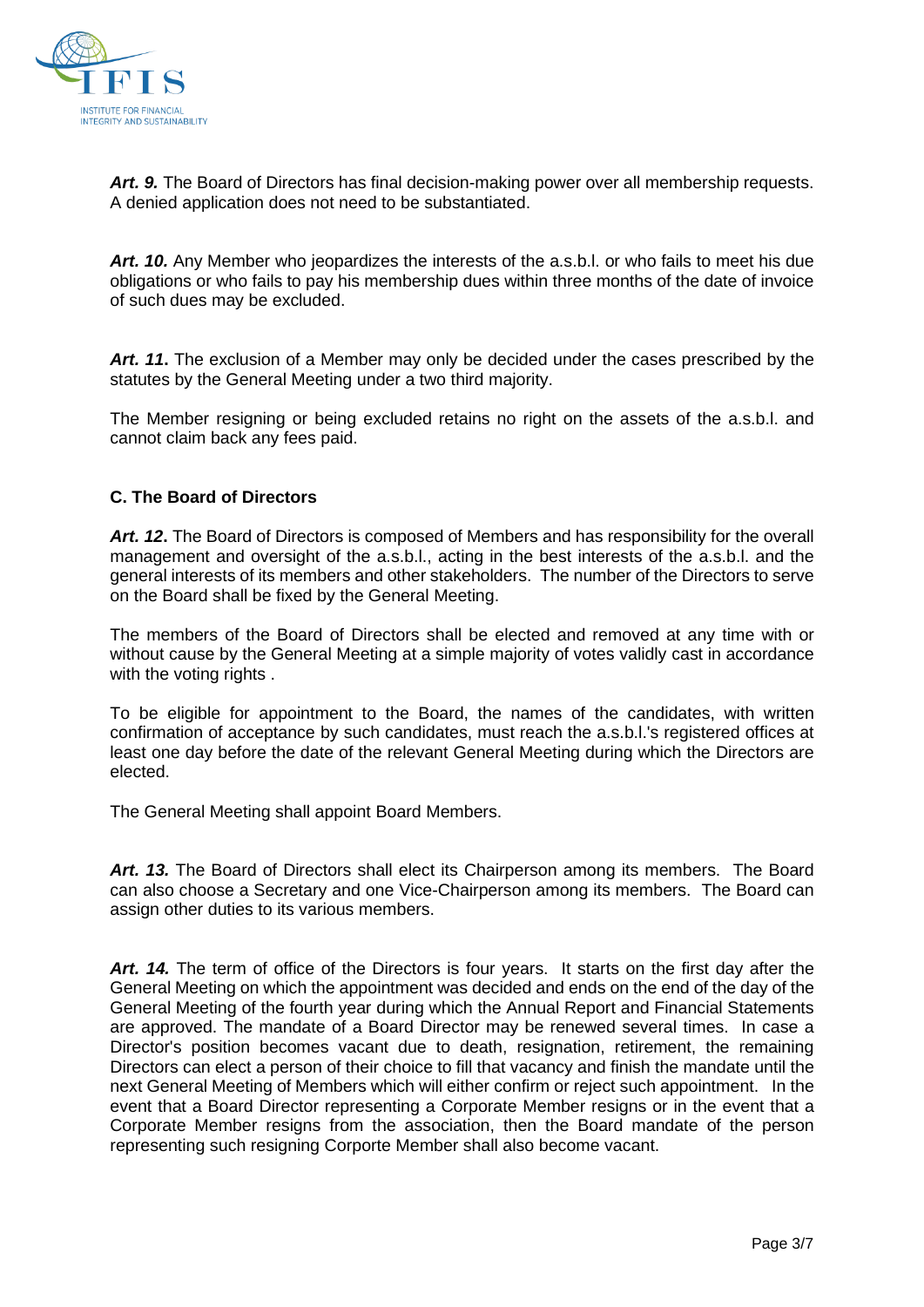***Art. 9.*** The Board of Directors has final decision-making power over all membership requests. A denied application does not need to be substantiated.

***Art. 10.*** Any Member who jeopardizes the interests of the a.s.b.l. or who fails to meet his due obligations or who fails to pay his membership dues within three months of the date of invoice of such dues may be excluded.

***Art. 11*.** The exclusion of a Member may only be decided under the cases prescribed by the statutes by the General Meeting under a two third majority.

The Member resigning or being excluded retains no right on the assets of the a.s.b.l. and cannot claim back any fees paid.

**C. The Board of Directors**

***Art. 12*.** The Board of Directors is composed of Members and has responsibility for the overall management and oversight of the a.s.b.l., acting in the best interests of the a.s.b.l. and the general interests of its members and other stakeholders. The number of the Directors to serve on the Board shall be fixed by the General Meeting.

The members of the Board of Directors shall be elected and removed at any time with or without cause by the General Meeting at a simple majority of votes validly cast in accordance with the voting rights .

To be eligible for appointment to the Board, the names of the candidates, with written confirmation of acceptance by such candidates, must reach the a.s.b.l.'s registered offices at least one day before the date of the relevant General Meeting during which the Directors are elected.

The General Meeting shall appoint Board Members.

***Art. 13.*** The Board of Directors shall elect its Chairperson among its members. The Board can also choose a Secretary and one Vice-Chairperson among its members. The Board can assign other duties to its various members.

***Art. 14.*** The term of office of the Directors is four years. It starts on the first day after the General Meeting on which the appointment was decided and ends on the end of the day of the General Meeting of the fourth year during which the Annual Report and Financial Statements are approved. The mandate of a Board Director may be renewed several times. In case a Director's position becomes vacant due to death, resignation, retirement, the remaining Directors can elect a person of their choice to fill that vacancy and finish the mandate until the next General Meeting of Members which will either confirm or reject such appointment. In the event that a Board Director representing a Corporate Member resigns or in the event that a Corporate Member resigns from the association, then the Board mandate of the person representing such resigning Corporte Member shall also become vacant.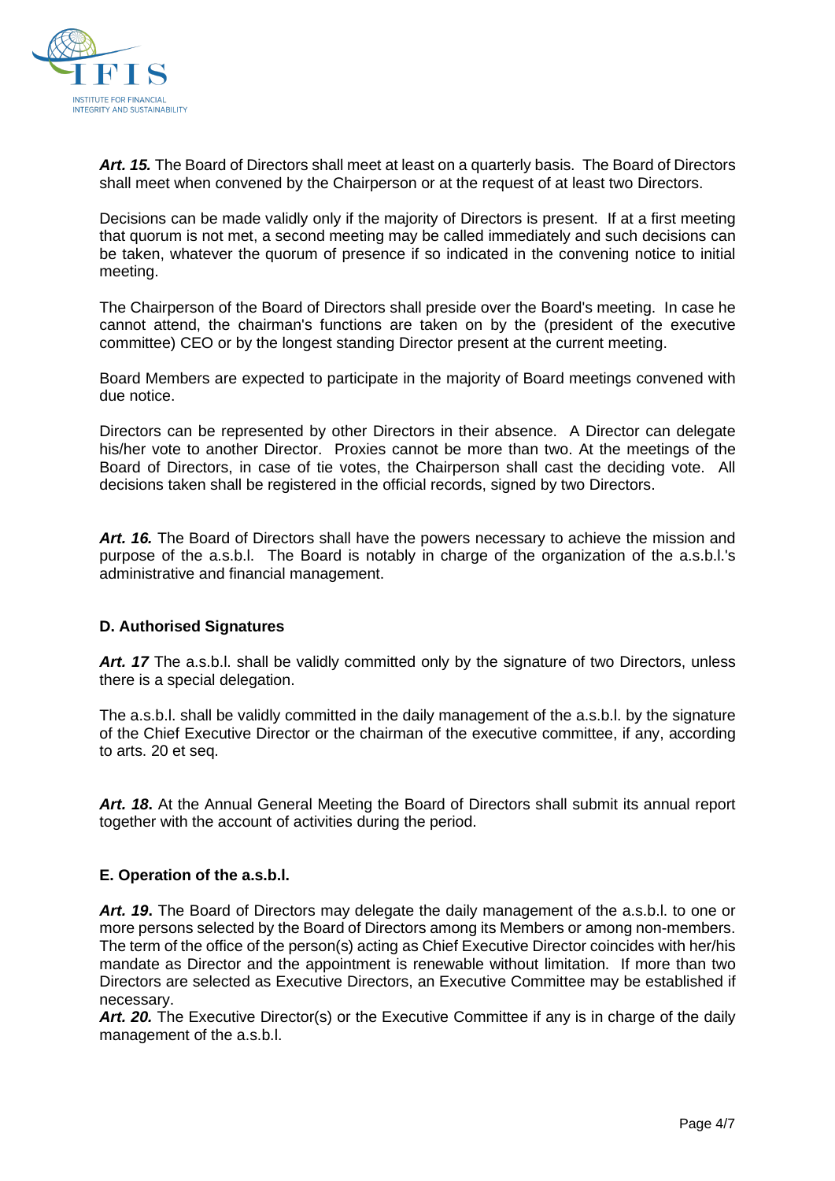***Art. 15.*** The Board of Directors shall meet at least on a quarterly basis. The Board of Directors shall meet when convened by the Chairperson or at the request of at least two Directors.

Decisions can be made validly only if the majority of Directors is present. If at a first meeting that quorum is not met, a second meeting may be called immediately and such decisions can be taken, whatever the quorum of presence if so indicated in the convening notice to initial meeting.

The Chairperson of the Board of Directors shall preside over the Board's meeting. In case he cannot attend, the chairman's functions are taken on by the (president of the executive committee) CEO or by the longest standing Director present at the current meeting.

Board Members are expected to participate in the majority of Board meetings convened with due notice.

Directors can be represented by other Directors in their absence. A Director can delegate his/her vote to another Director. Proxies cannot be more than two. At the meetings of the Board of Directors, in case of tie votes, the Chairperson shall cast the deciding vote. All decisions taken shall be registered in the official records, signed by two Directors.

***Art. 16.*** The Board of Directors shall have the powers necessary to achieve the mission and purpose of the a.s.b.l. The Board is notably in charge of the organization of the a.s.b.l.'s administrative and financial management.

### D. Authorised Signatures

***Art. 17*** The a.s.b.l. shall be validly committed only by the signature of two Directors, unless there is a special delegation.

The a.s.b.l. shall be validly committed in the daily management of the a.s.b.l. by the signature of the Chief Executive Director or the chairman of the executive committee, if any, according to arts. 20 et seq.

***Art. 18*****.** At the Annual General Meeting the Board of Directors shall submit its annual report together with the account of activities during the period.

### E. Operation of the a.s.b.l.

***Art. 19*****.** The Board of Directors may delegate the daily management of the a.s.b.l. to one or more persons selected by the Board of Directors among its Members or among non-members. The term of the office of the person(s) acting as Chief Executive Director coincides with her/his mandate as Director and the appointment is renewable without limitation. If more than two Directors are selected as Executive Directors, an Executive Committee may be established if necessary.

***Art. 20.*** The Executive Director(s) or the Executive Committee if any is in charge of the daily management of the a.s.b.l.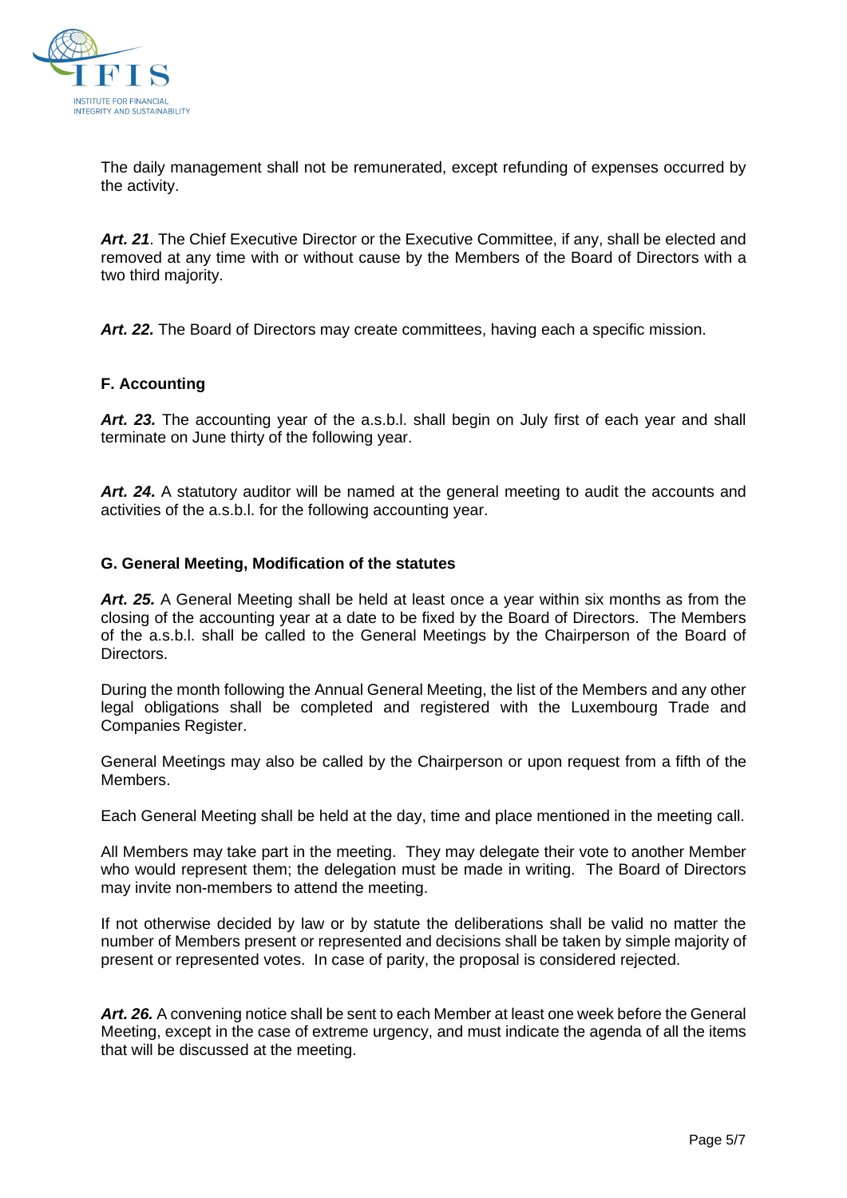The daily management shall not be remunerated, except refunding of expenses occurred by the activity.

***Art. 21***. The Chief Executive Director or the Executive Committee, if any, shall be elected and removed at any time with or without cause by the Members of the Board of Directors with a two third majority.

***Art. 22.*** The Board of Directors may create committees, having each a specific mission.

### F. Accounting

***Art. 23.*** The accounting year of the a.s.b.l. shall begin on July first of each year and shall terminate on June thirty of the following year.

***Art. 24*****.** A statutory auditor will be named at the general meeting to audit the accounts and activities of the a.s.b.l. for the following accounting year.

### G. General Meeting, Modification of the statutes

***Art. 25.*** A General Meeting shall be held at least once a year within six months as from the closing of the accounting year at a date to be fixed by the Board of Directors. The Members of the a.s.b.l. shall be called to the General Meetings by the Chairperson of the Board of Directors.

During the month following the Annual General Meeting, the list of the Members and any other legal obligations shall be completed and registered with the Luxembourg Trade and Companies Register.

General Meetings may also be called by the Chairperson or upon request from a fifth of the Members.

Each General Meeting shall be held at the day, time and place mentioned in the meeting call.

All Members may take part in the meeting. They may delegate their vote to another Member who would represent them; the delegation must be made in writing. The Board of Directors may invite non-members to attend the meeting.

If not otherwise decided by law or by statute the deliberations shall be valid no matter the number of Members present or represented and decisions shall be taken by simple majority of present or represented votes. In case of parity, the proposal is considered rejected.

***Art. 26.*** A convening notice shall be sent to each Member at least one week before the General Meeting, except in the case of extreme urgency, and must indicate the agenda of all the items that will be discussed at the meeting.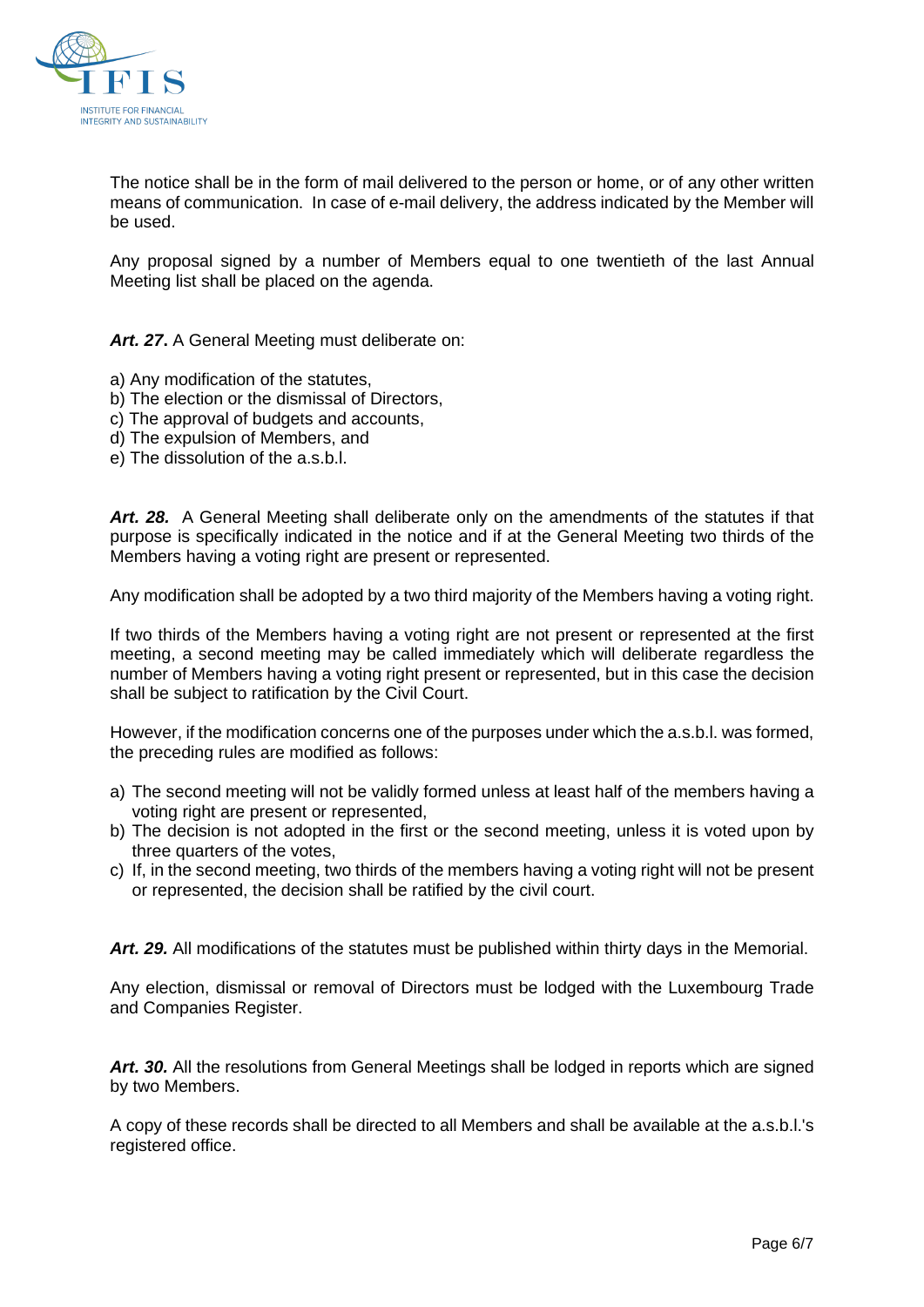The notice shall be in the form of mail delivered to the person or home, or of any other written means of communication. In case of e-mail delivery, the address indicated by the Member will be used.

Any proposal signed by a number of Members equal to one twentieth of the last Annual Meeting list shall be placed on the agenda.

***Art. 27*.** A General Meeting must deliberate on:

a) Any modification of the statutes,
b) The election or the dismissal of Directors,
c) The approval of budgets and accounts,
d) The expulsion of Members, and
e) The dissolution of the a.s.b.l.

***Art. 28.*** A General Meeting shall deliberate only on the amendments of the statutes if that purpose is specifically indicated in the notice and if at the General Meeting two thirds of the Members having a voting right are present or represented.

Any modification shall be adopted by a two third majority of the Members having a voting right.

If two thirds of the Members having a voting right are not present or represented at the first meeting, a second meeting may be called immediately which will deliberate regardless the number of Members having a voting right present or represented, but in this case the decision shall be subject to ratification by the Civil Court.

However, if the modification concerns one of the purposes under which the a.s.b.l. was formed, the preceding rules are modified as follows:

a) The second meeting will not be validly formed unless at least half of the members having a voting right are present or represented,
b) The decision is not adopted in the first or the second meeting, unless it is voted upon by three quarters of the votes,
c) If, in the second meeting, two thirds of the members having a voting right will not be present or represented, the decision shall be ratified by the civil court.

***Art. 29.*** All modifications of the statutes must be published within thirty days in the Memorial.

Any election, dismissal or removal of Directors must be lodged with the Luxembourg Trade and Companies Register.

***Art. 30.*** All the resolutions from General Meetings shall be lodged in reports which are signed by two Members.

A copy of these records shall be directed to all Members and shall be available at the a.s.b.l.'s registered office.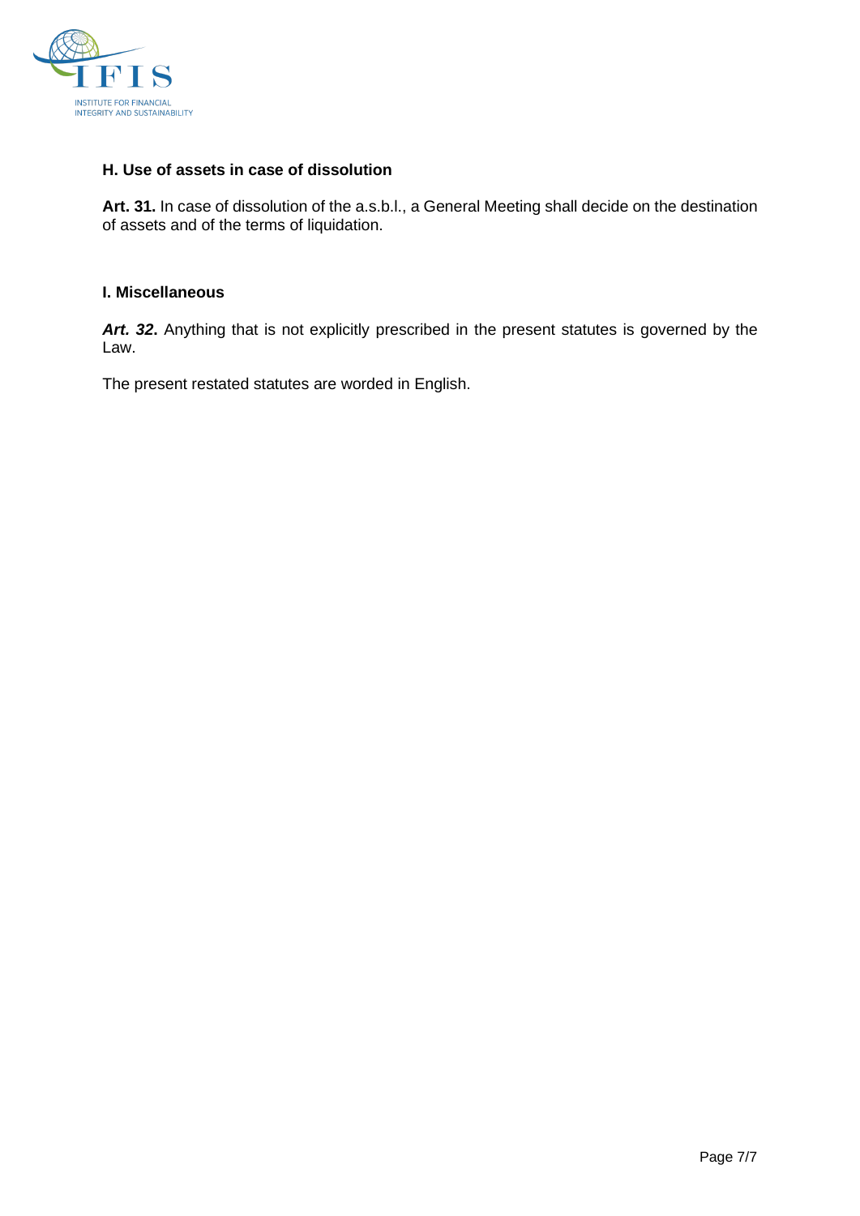### H. Use of assets in case of dissolution

**Art. 31.** In case of dissolution of the a.s.b.l., a General Meeting shall decide on the destination of assets and of the terms of liquidation.

### I. Miscellaneous

***Art. 32*.** Anything that is not explicitly prescribed in the present statutes is governed by the Law.

The present restated statutes are worded in English.